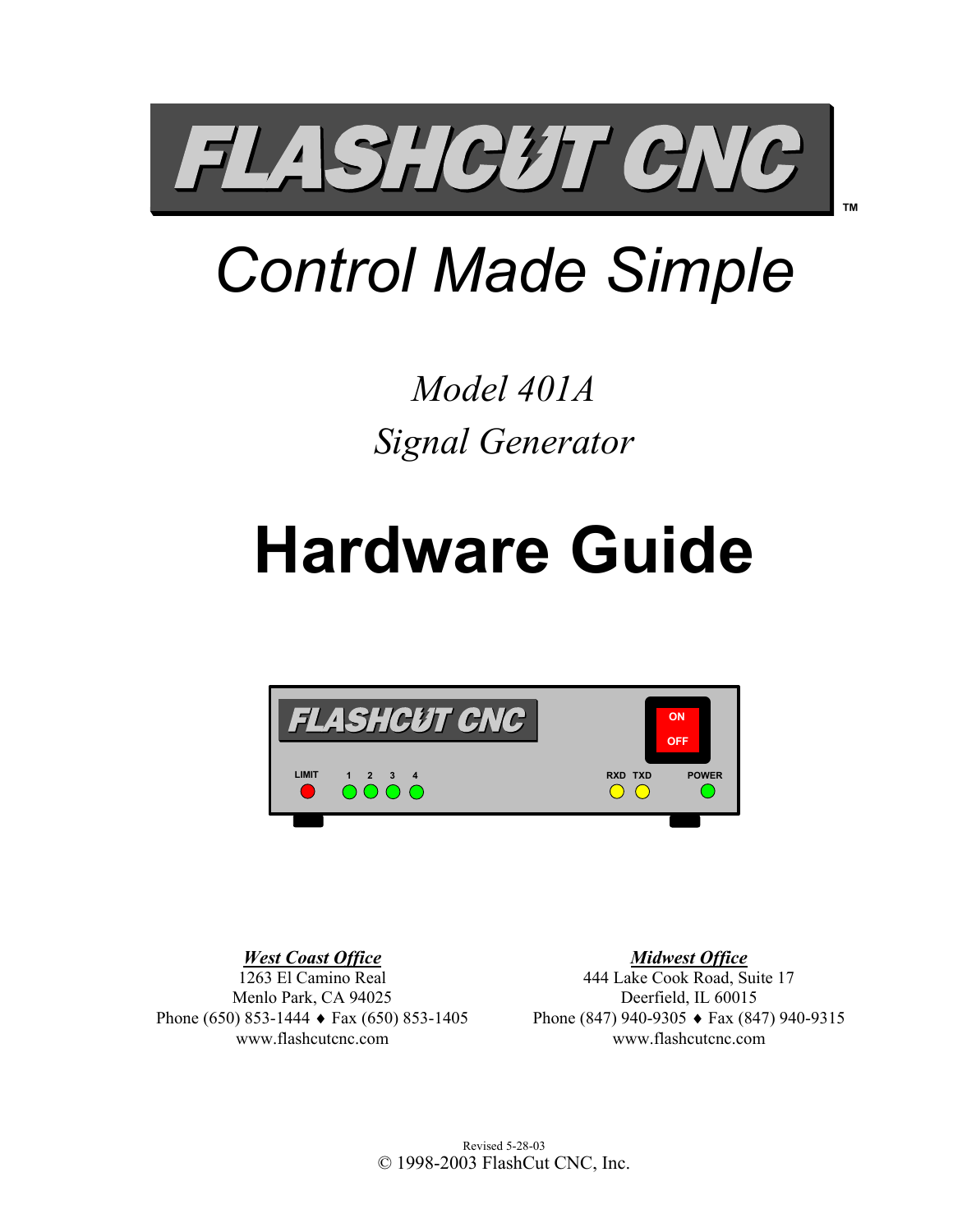# FLASHCUT CNC™

## *Control Made Simple*

*Model 401A*

*Signal Generator*

# Hardware Guide

***West Coast Office***
1263 El Camino Real
Menlo Park, CA 94025
Phone (650) 853-1444 ♦ Fax (650) 853-1405
www.flashcutcnc.com

***Midwest Office***
444 Lake Cook Road, Suite 17
Deerfield, IL 60015
Phone (847) 940-9305 ♦ Fax (847) 940-9315
www.flashcutcnc.com

Revised 5-28-03
© 1998-2003 FlashCut CNC, Inc.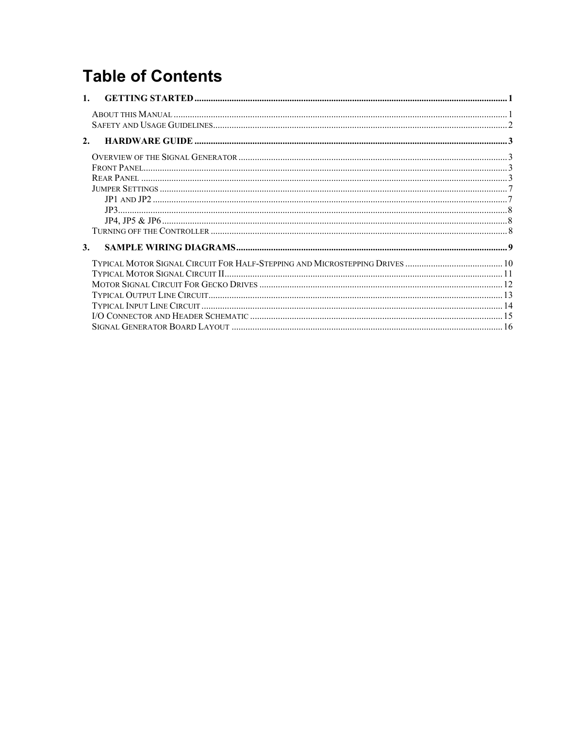# Table of Contents

**1. GETTING STARTED** ........ 1

- About this Manual ........ 1
- Safety and Usage Guidelines ........ 2

**2. HARDWARE GUIDE** ........ 3

- Overview of the Signal Generator ........ 3
- Front Panel ........ 3
- Rear Panel ........ 3
- Jumper Settings ........ 7
  - JP1 and JP2 ........ 7
  - JP3 ........ 8
  - JP4, JP5 & JP6 ........ 8
- Turning off the Controller ........ 8

**3. SAMPLE WIRING DIAGRAMS** ........ 9

- Typical Motor Signal Circuit For Half-Stepping and Microstepping Drives ........ 10
- Typical Motor Signal Circuit II ........ 11
- Motor Signal Circuit For Gecko Drives ........ 12
- Typical Output Line Circuit ........ 13
- Typical Input Line Circuit ........ 14
- I/O Connector and Header Schematic ........ 15
- Signal Generator Board Layout ........ 16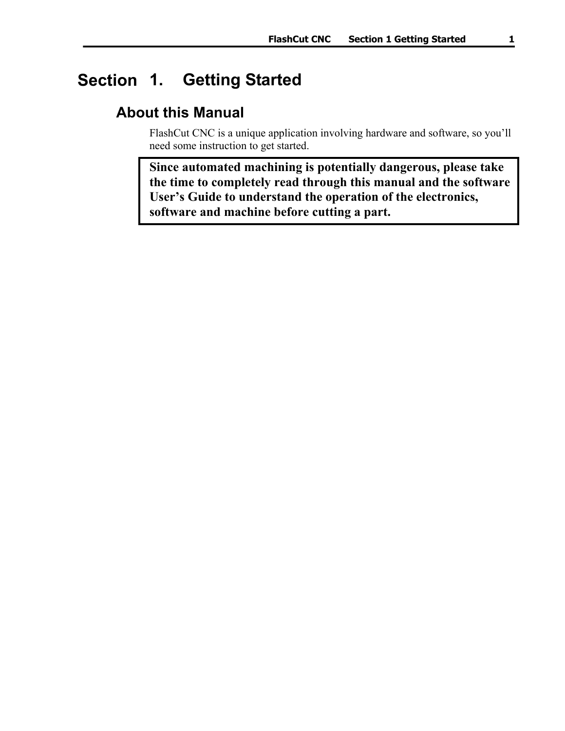# Section 1. Getting Started

## About this Manual

FlashCut CNC is a unique application involving hardware and software, so you'll need some instruction to get started.

**Since automated machining is potentially dangerous, please take the time to completely read through this manual and the software User's Guide to understand the operation of the electronics, software and machine before cutting a part.**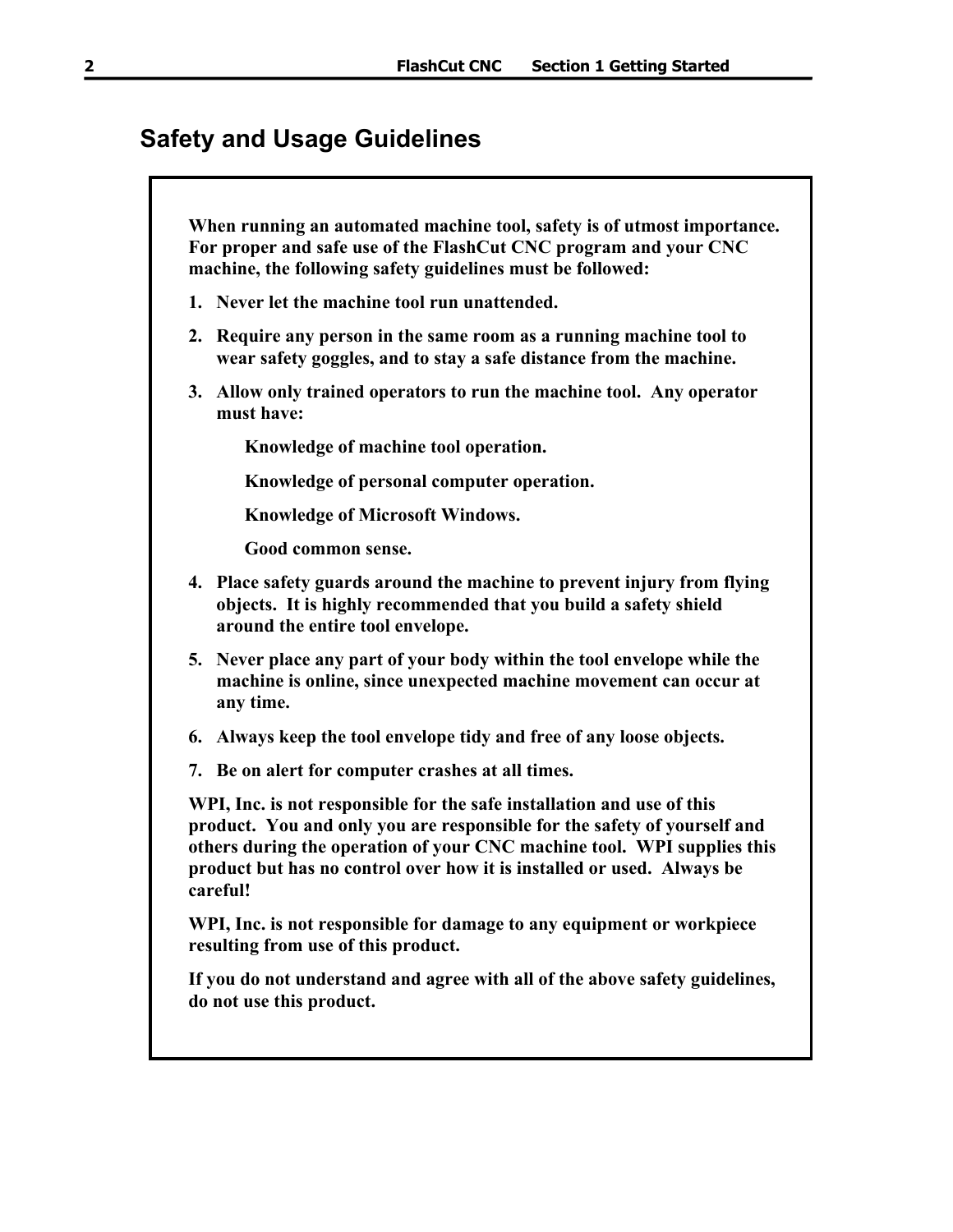## Safety and Usage Guidelines

**When running an automated machine tool, safety is of utmost importance. For proper and safe use of the FlashCut CNC program and your CNC machine, the following safety guidelines must be followed:**

1. **Never let the machine tool run unattended.**
2. **Require any person in the same room as a running machine tool to wear safety goggles, and to stay a safe distance from the machine.**
3. **Allow only trained operators to run the machine tool. Any operator must have:**

   **Knowledge of machine tool operation.**

   **Knowledge of personal computer operation.**

   **Knowledge of Microsoft Windows.**

   **Good common sense.**

4. **Place safety guards around the machine to prevent injury from flying objects. It is highly recommended that you build a safety shield around the entire tool envelope.**
5. **Never place any part of your body within the tool envelope while the machine is online, since unexpected machine movement can occur at any time.**
6. **Always keep the tool envelope tidy and free of any loose objects.**
7. **Be on alert for computer crashes at all times.**

**WPI, Inc. is not responsible for the safe installation and use of this product. You and only you are responsible for the safety of yourself and others during the operation of your CNC machine tool. WPI supplies this product but has no control over how it is installed or used. Always be careful!**

**WPI, Inc. is not responsible for damage to any equipment or workpiece resulting from use of this product.**

**If you do not understand and agree with all of the above safety guidelines, do not use this product.**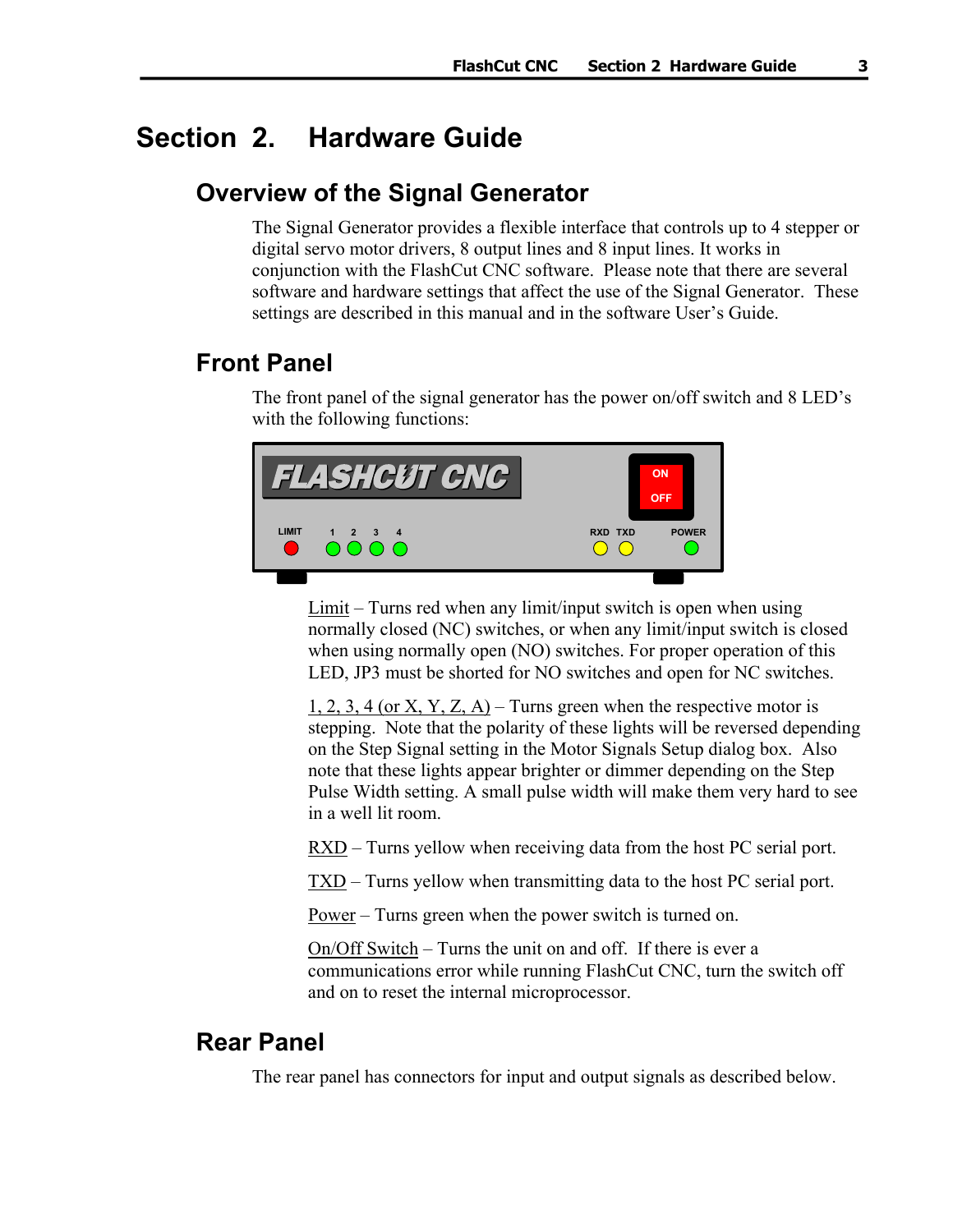# Section 2. Hardware Guide

## Overview of the Signal Generator

The Signal Generator provides a flexible interface that controls up to 4 stepper or digital servo motor drivers, 8 output lines and 8 input lines. It works in conjunction with the FlashCut CNC software. Please note that there are several software and hardware settings that affect the use of the Signal Generator. These settings are described in this manual and in the software User's Guide.

## Front Panel

The front panel of the signal generator has the power on/off switch and 8 LED's with the following functions:

Limit – Turns red when any limit/input switch is open when using normally closed (NC) switches, or when any limit/input switch is closed when using normally open (NO) switches. For proper operation of this LED, JP3 must be shorted for NO switches and open for NC switches.

1, 2, 3, 4 (or X, Y, Z, A) – Turns green when the respective motor is stepping. Note that the polarity of these lights will be reversed depending on the Step Signal setting in the Motor Signals Setup dialog box. Also note that these lights appear brighter or dimmer depending on the Step Pulse Width setting. A small pulse width will make them very hard to see in a well lit room.

RXD – Turns yellow when receiving data from the host PC serial port.

TXD – Turns yellow when transmitting data to the host PC serial port.

Power – Turns green when the power switch is turned on.

On/Off Switch – Turns the unit on and off. If there is ever a communications error while running FlashCut CNC, turn the switch off and on to reset the internal microprocessor.

## Rear Panel

The rear panel has connectors for input and output signals as described below.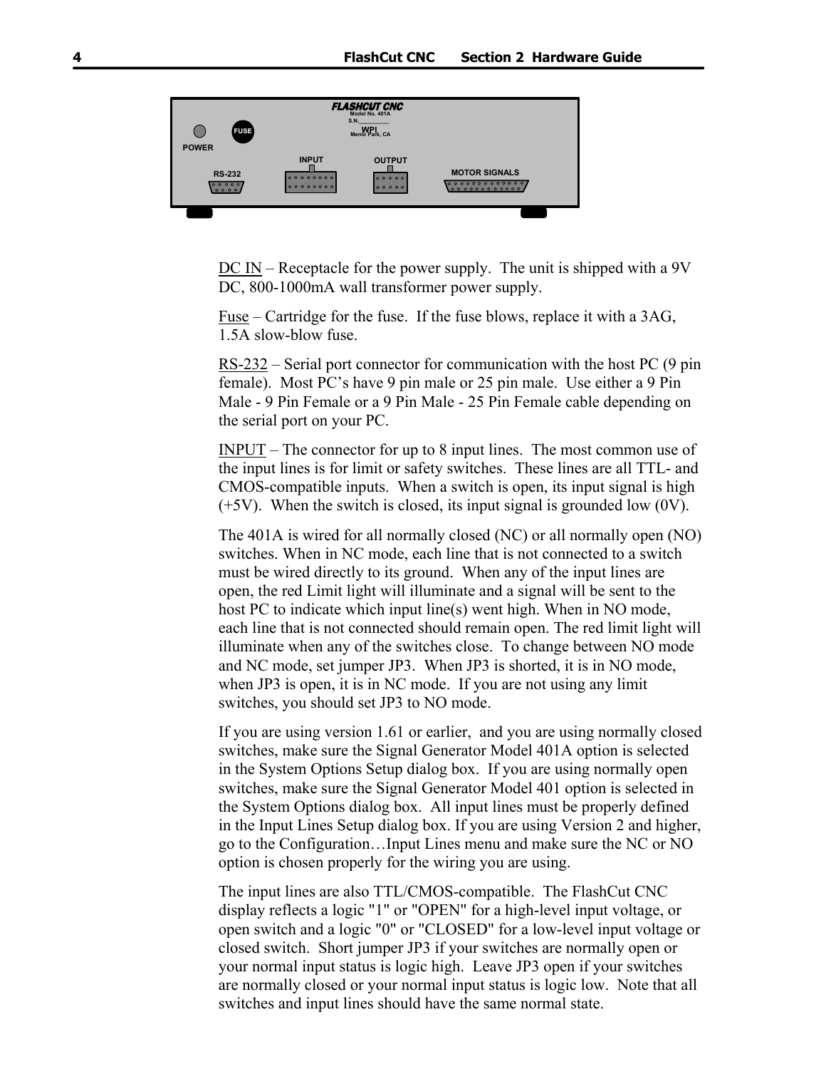FLASHCUT CNC
Model No. 401A
S.N.
WPI
Menlo Park, CA

POWER FUSE RS-232 INPUT OUTPUT MOTOR SIGNALS

DC IN – Receptacle for the power supply. The unit is shipped with a 9V DC, 800-1000mA wall transformer power supply.

Fuse – Cartridge for the fuse. If the fuse blows, replace it with a 3AG, 1.5A slow-blow fuse.

RS-232 – Serial port connector for communication with the host PC (9 pin female). Most PC's have 9 pin male or 25 pin male. Use either a 9 Pin Male - 9 Pin Female or a 9 Pin Male - 25 Pin Female cable depending on the serial port on your PC.

INPUT – The connector for up to 8 input lines. The most common use of the input lines is for limit or safety switches. These lines are all TTL- and CMOS-compatible inputs. When a switch is open, its input signal is high (+5V). When the switch is closed, its input signal is grounded low (0V).

The 401A is wired for all normally closed (NC) or all normally open (NO) switches. When in NC mode, each line that is not connected to a switch must be wired directly to its ground. When any of the input lines are open, the red Limit light will illuminate and a signal will be sent to the host PC to indicate which input line(s) went high. When in NO mode, each line that is not connected should remain open. The red limit light will illuminate when any of the switches close. To change between NO mode and NC mode, set jumper JP3. When JP3 is shorted, it is in NO mode, when JP3 is open, it is in NC mode. If you are not using any limit switches, you should set JP3 to NO mode.

If you are using version 1.61 or earlier, and you are using normally closed switches, make sure the Signal Generator Model 401A option is selected in the System Options Setup dialog box. If you are using normally open switches, make sure the Signal Generator Model 401 option is selected in the System Options dialog box. All input lines must be properly defined in the Input Lines Setup dialog box. If you are using Version 2 and higher, go to the Configuration…Input Lines menu and make sure the NC or NO option is chosen properly for the wiring you are using.

The input lines are also TTL/CMOS-compatible. The FlashCut CNC display reflects a logic "1" or "OPEN" for a high-level input voltage, or open switch and a logic "0" or "CLOSED" for a low-level input voltage or closed switch. Short jumper JP3 if your switches are normally open or your normal input status is logic high. Leave JP3 open if your switches are normally closed or your normal input status is logic low. Note that all switches and input lines should have the same normal state.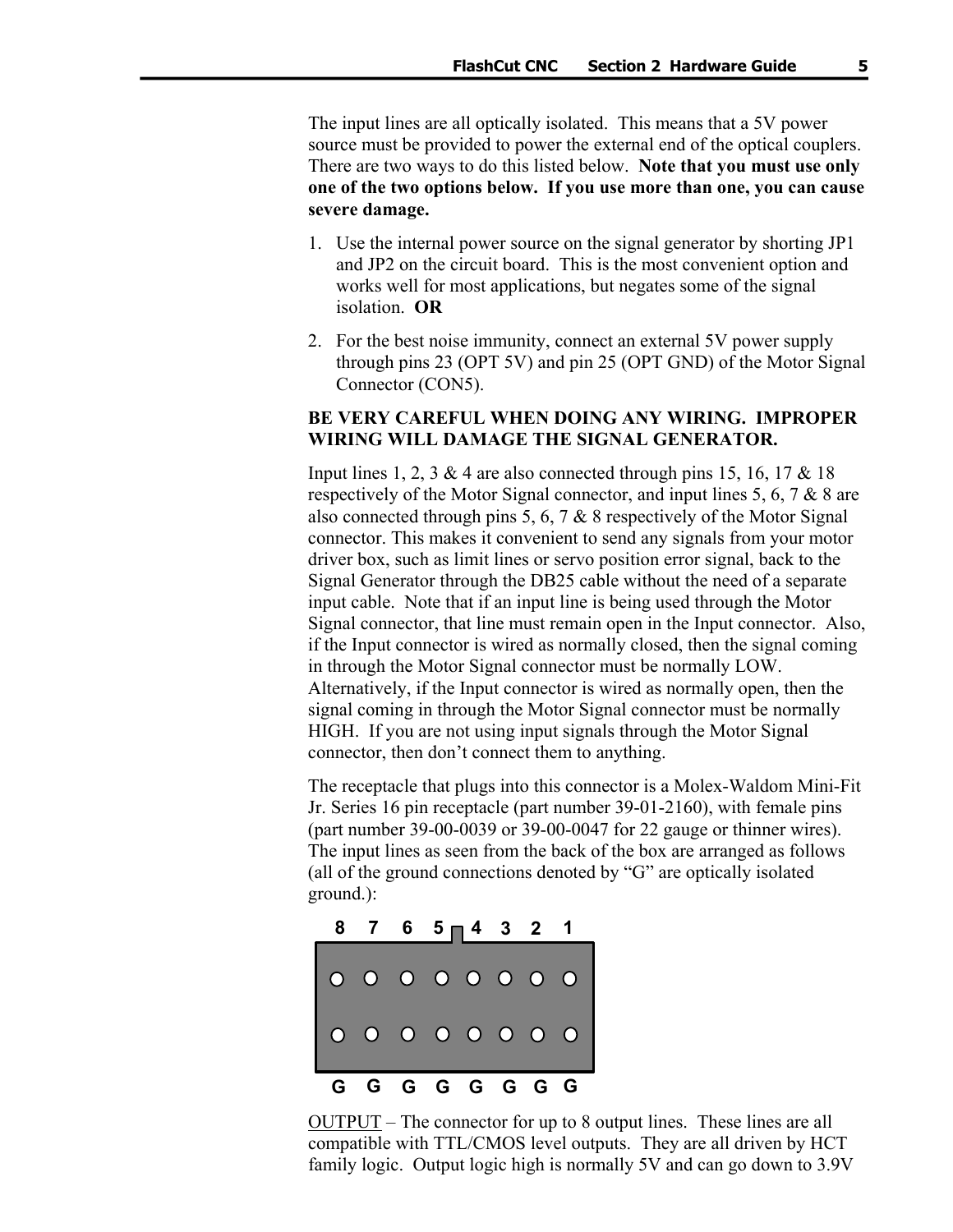The input lines are all optically isolated. This means that a 5V power source must be provided to power the external end of the optical couplers. There are two ways to do this listed below. **Note that you must use only one of the two options below. If you use more than one, you can cause severe damage.**

1. Use the internal power source on the signal generator by shorting JP1 and JP2 on the circuit board. This is the most convenient option and works well for most applications, but negates some of the signal isolation. **OR**
2. For the best noise immunity, connect an external 5V power supply through pins 23 (OPT 5V) and pin 25 (OPT GND) of the Motor Signal Connector (CON5).

**BE VERY CAREFUL WHEN DOING ANY WIRING. IMPROPER WIRING WILL DAMAGE THE SIGNAL GENERATOR.**

Input lines 1, 2, 3 & 4 are also connected through pins 15, 16, 17 & 18 respectively of the Motor Signal connector, and input lines 5, 6, 7 & 8 are also connected through pins 5, 6, 7 & 8 respectively of the Motor Signal connector. This makes it convenient to send any signals from your motor driver box, such as limit lines or servo position error signal, back to the Signal Generator through the DB25 cable without the need of a separate input cable. Note that if an input line is being used through the Motor Signal connector, that line must remain open in the Input connector. Also, if the Input connector is wired as normally closed, then the signal coming in through the Motor Signal connector must be normally LOW. Alternatively, if the Input connector is wired as normally open, then the signal coming in through the Motor Signal connector must be normally HIGH. If you are not using input signals through the Motor Signal connector, then don't connect them to anything.

The receptacle that plugs into this connector is a Molex-Waldom Mini-Fit Jr. Series 16 pin receptacle (part number 39-01-2160), with female pins (part number 39-00-0039 or 39-00-0047 for 22 gauge or thinner wires). The input lines as seen from the back of the box are arranged as follows (all of the ground connections denoted by "G" are optically isolated ground.):

| 8 | 7 | 6 | 5 | 4 | 3 | 2 | 1 |
|---|---|---|---|---|---|---|---|
| G | G | G | G | G | G | G | G |

<u>OUTPUT</u> – The connector for up to 8 output lines. These lines are all compatible with TTL/CMOS level outputs. They are all driven by HCT family logic. Output logic high is normally 5V and can go down to 3.9V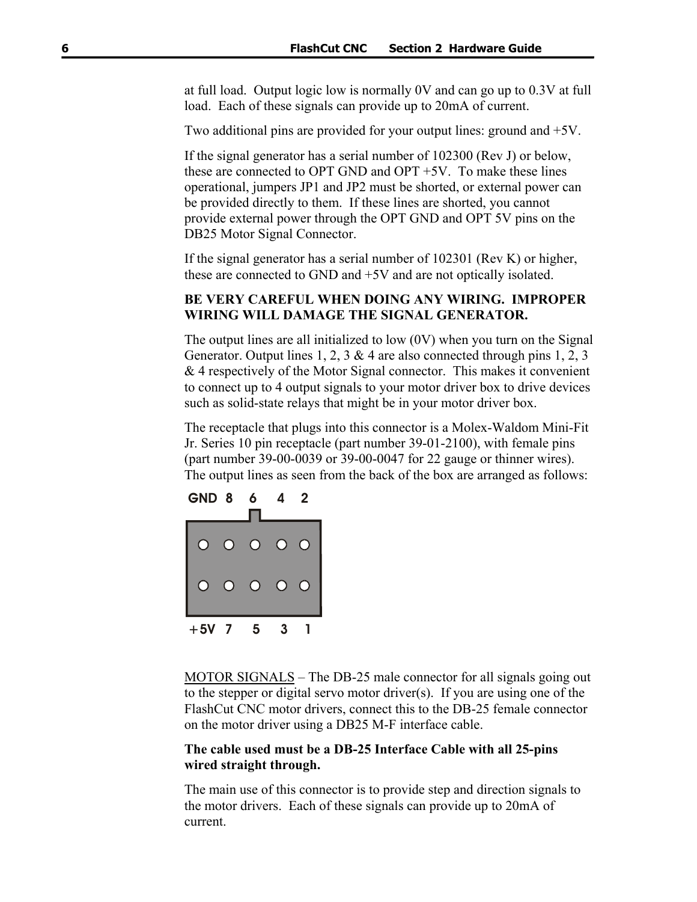at full load. Output logic low is normally 0V and can go up to 0.3V at full load. Each of these signals can provide up to 20mA of current.

Two additional pins are provided for your output lines: ground and +5V.

If the signal generator has a serial number of 102300 (Rev J) or below, these are connected to OPT GND and OPT +5V. To make these lines operational, jumpers JP1 and JP2 must be shorted, or external power can be provided directly to them. If these lines are shorted, you cannot provide external power through the OPT GND and OPT 5V pins on the DB25 Motor Signal Connector.

If the signal generator has a serial number of 102301 (Rev K) or higher, these are connected to GND and +5V and are not optically isolated.

**BE VERY CAREFUL WHEN DOING ANY WIRING. IMPROPER WIRING WILL DAMAGE THE SIGNAL GENERATOR.**

The output lines are all initialized to low (0V) when you turn on the Signal Generator. Output lines 1, 2, 3 & 4 are also connected through pins 1, 2, 3 & 4 respectively of the Motor Signal connector. This makes it convenient to connect up to 4 output signals to your motor driver box to drive devices such as solid-state relays that might be in your motor driver box.

The receptacle that plugs into this connector is a Molex-Waldom Mini-Fit Jr. Series 10 pin receptacle (part number 39-01-2100), with female pins (part number 39-00-0039 or 39-00-0047 for 22 gauge or thinner wires). The output lines as seen from the back of the box are arranged as follows:

| GND | 8 | 6 | 4 | 2 |
|---|---|---|---|---|
| +5V | 7 | 5 | 3 | 1 |

MOTOR SIGNALS – The DB-25 male connector for all signals going out to the stepper or digital servo motor driver(s). If you are using one of the FlashCut CNC motor drivers, connect this to the DB-25 female connector on the motor driver using a DB25 M-F interface cable.

**The cable used must be a DB-25 Interface Cable with all 25-pins wired straight through.**

The main use of this connector is to provide step and direction signals to the motor drivers. Each of these signals can provide up to 20mA of current.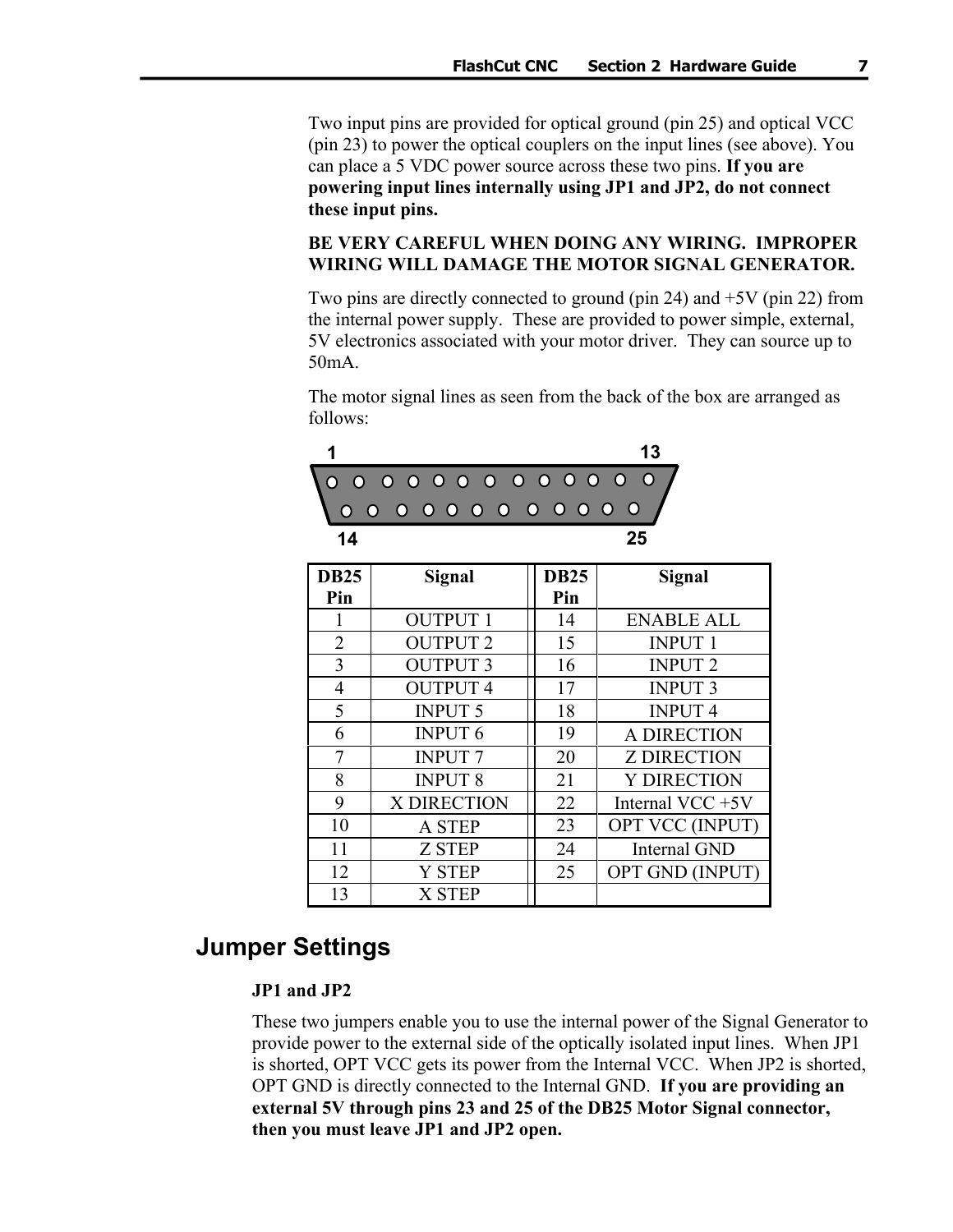Two input pins are provided for optical ground (pin 25) and optical VCC (pin 23) to power the optical couplers on the input lines (see above). You can place a 5 VDC power source across these two pins. **If you are powering input lines internally using JP1 and JP2, do not connect these input pins.**

**BE VERY CAREFUL WHEN DOING ANY WIRING. IMPROPER WIRING WILL DAMAGE THE MOTOR SIGNAL GENERATOR.**

Two pins are directly connected to ground (pin 24) and +5V (pin 22) from the internal power supply. These are provided to power simple, external, 5V electronics associated with your motor driver. They can source up to 50mA.

The motor signal lines as seen from the back of the box are arranged as follows:

| DB25 Pin | Signal | DB25 Pin | Signal |
|---|---|---|---|
| 1 | OUTPUT 1 | 14 | ENABLE ALL |
| 2 | OUTPUT 2 | 15 | INPUT 1 |
| 3 | OUTPUT 3 | 16 | INPUT 2 |
| 4 | OUTPUT 4 | 17 | INPUT 3 |
| 5 | INPUT 5 | 18 | INPUT 4 |
| 6 | INPUT 6 | 19 | A DIRECTION |
| 7 | INPUT 7 | 20 | Z DIRECTION |
| 8 | INPUT 8 | 21 | Y DIRECTION |
| 9 | X DIRECTION | 22 | Internal VCC +5V |
| 10 | A STEP | 23 | OPT VCC (INPUT) |
| 11 | Z STEP | 24 | Internal GND |
| 12 | Y STEP | 25 | OPT GND (INPUT) |
| 13 | X STEP | | |

## Jumper Settings

**JP1 and JP2**

These two jumpers enable you to use the internal power of the Signal Generator to provide power to the external side of the optically isolated input lines. When JP1 is shorted, OPT VCC gets its power from the Internal VCC. When JP2 is shorted, OPT GND is directly connected to the Internal GND. **If you are providing an external 5V through pins 23 and 25 of the DB25 Motor Signal connector, then you must leave JP1 and JP2 open.**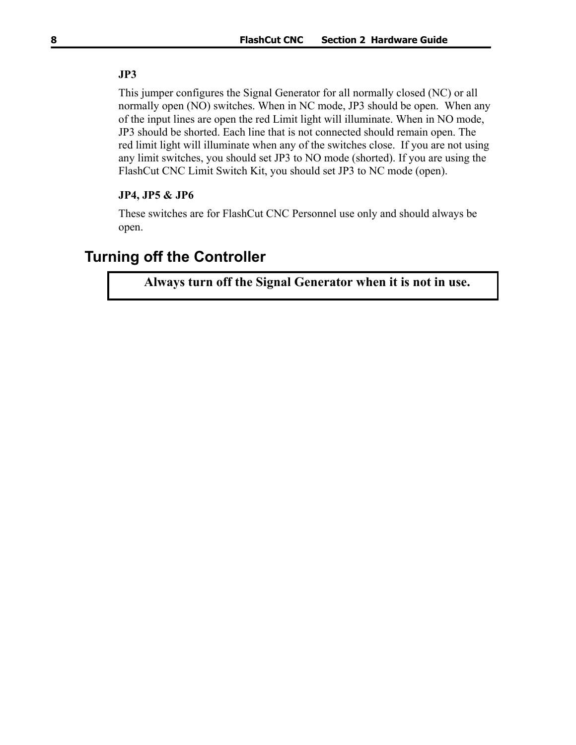### JP3

This jumper configures the Signal Generator for all normally closed (NC) or all normally open (NO) switches. When in NC mode, JP3 should be open. When any of the input lines are open the red Limit light will illuminate. When in NO mode, JP3 should be shorted. Each line that is not connected should remain open. The red limit light will illuminate when any of the switches close. If you are not using any limit switches, you should set JP3 to NO mode (shorted). If you are using the FlashCut CNC Limit Switch Kit, you should set JP3 to NC mode (open).

### JP4, JP5 & JP6

These switches are for FlashCut CNC Personnel use only and should always be open.

## Turning off the Controller

**Always turn off the Signal Generator when it is not in use.**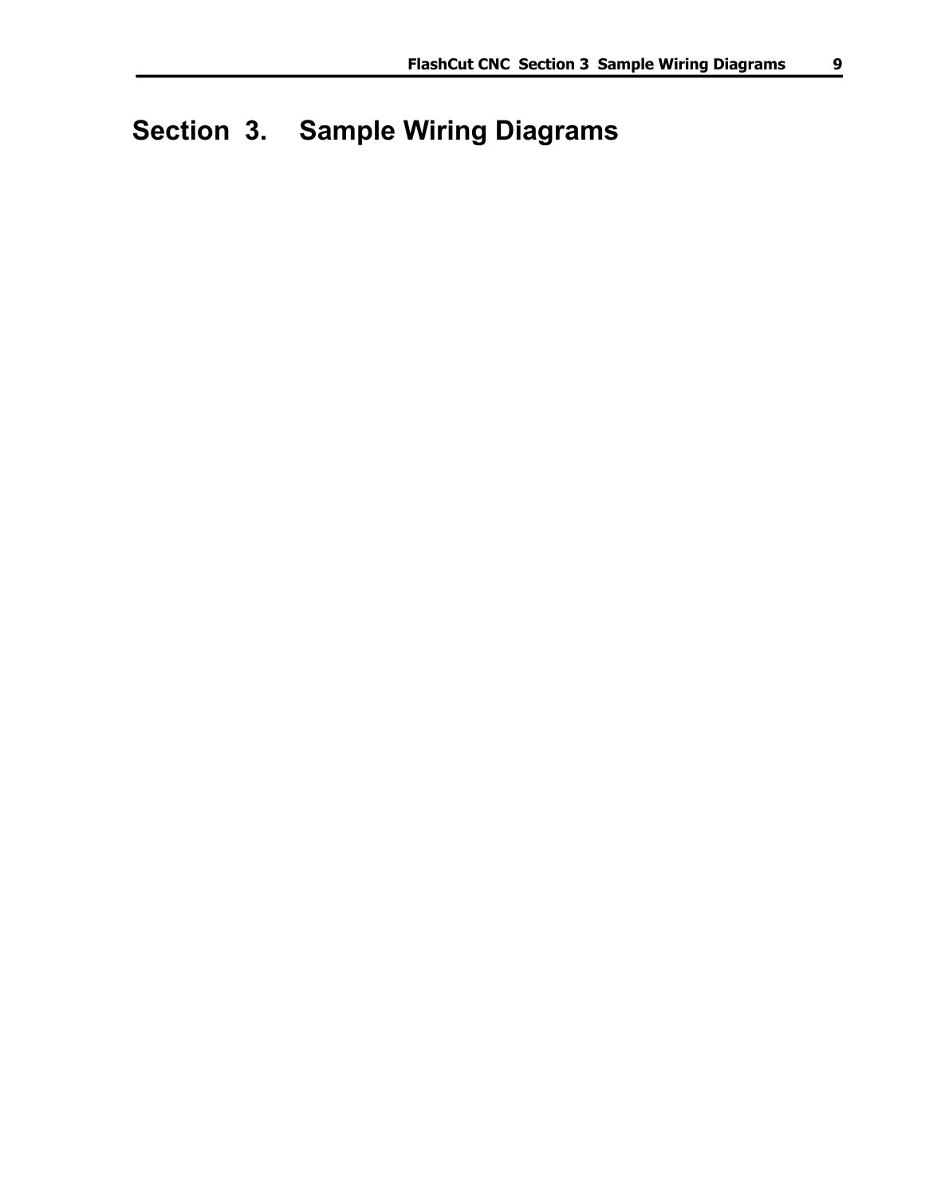# Section 3. Sample Wiring Diagrams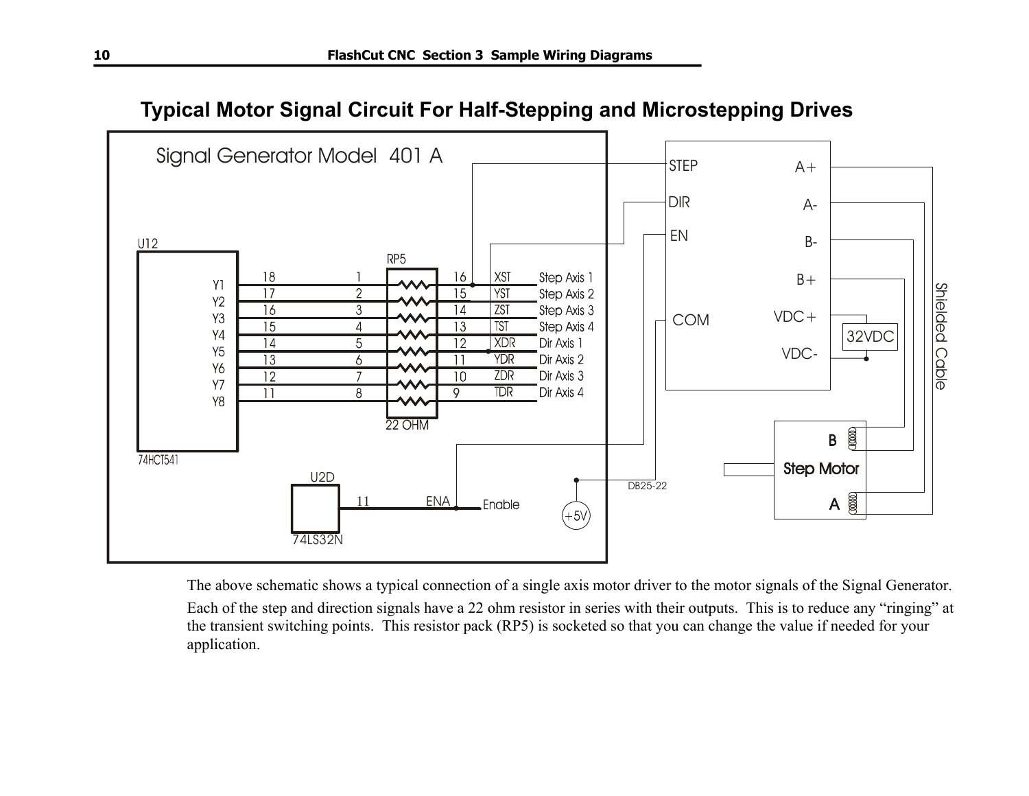# Typical Motor Signal Circuit For Half-Stepping and Microstepping Drives

The above schematic shows a typical connection of a single axis motor driver to the motor signals of the Signal Generator.

Each of the step and direction signals have a 22 ohm resistor in series with their outputs. This is to reduce any "ringing" at the transient switching points. This resistor pack (RP5) is socketed so that you can change the value if needed for your application.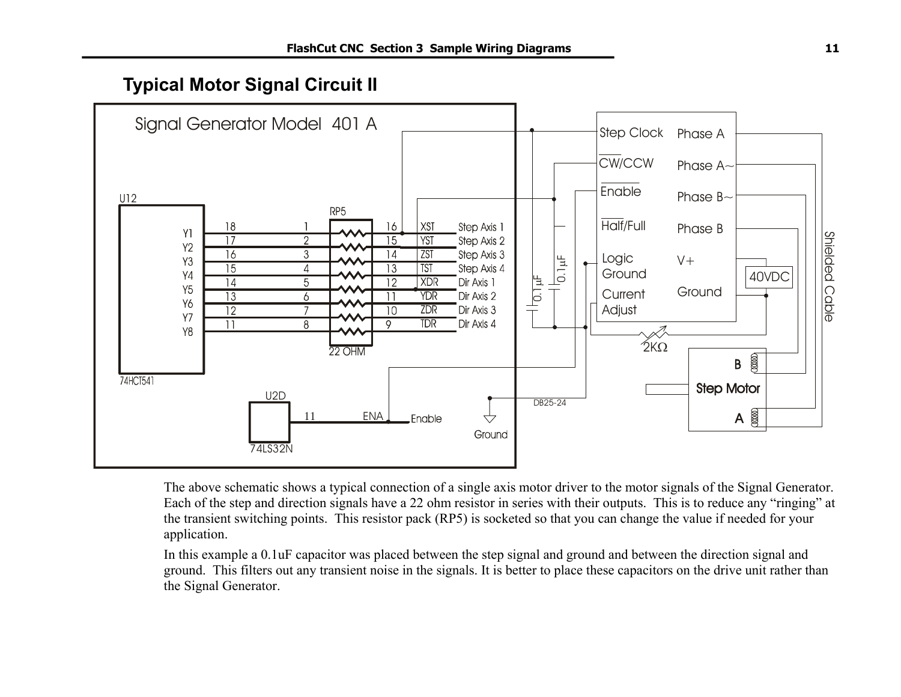## Typical Motor Signal Circuit II

The above schematic shows a typical connection of a single axis motor driver to the motor signals of the Signal Generator. Each of the step and direction signals have a 22 ohm resistor in series with their outputs. This is to reduce any “ringing” at the transient switching points. This resistor pack (RP5) is socketed so that you can change the value if needed for your application.

In this example a 0.1uF capacitor was placed between the step signal and ground and between the direction signal and ground. This filters out any transient noise in the signals. It is better to place these capacitors on the drive unit rather than the Signal Generator.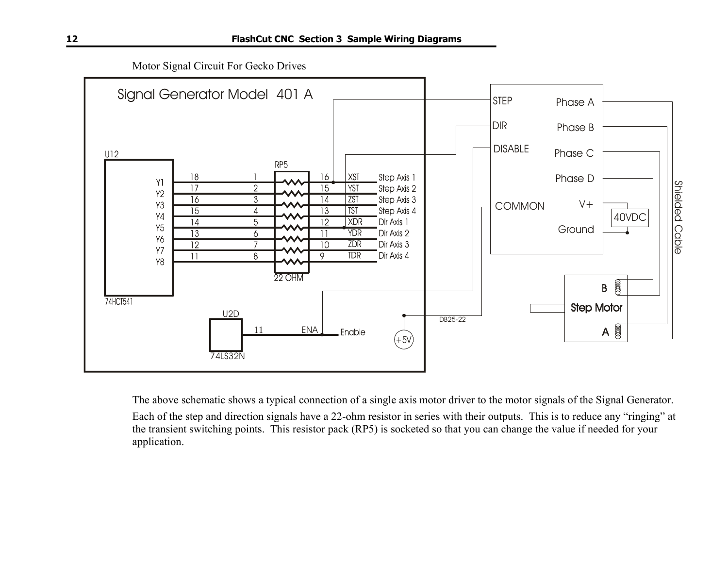Motor Signal Circuit For Gecko Drives

The above schematic shows a typical connection of a single axis motor driver to the motor signals of the Signal Generator.

Each of the step and direction signals have a 22-ohm resistor in series with their outputs. This is to reduce any “ringing” at the transient switching points. This resistor pack (RP5) is socketed so that you can change the value if needed for your application.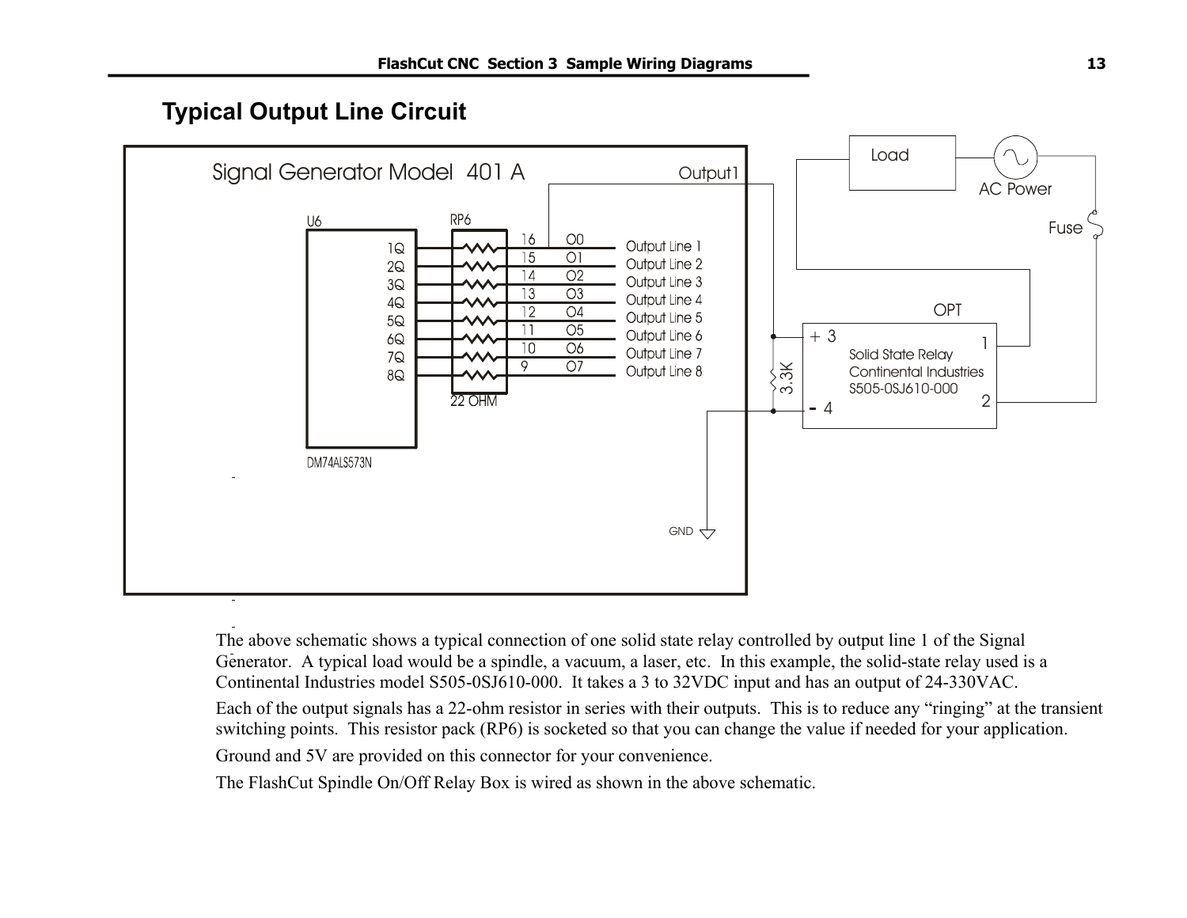## Typical Output Line Circuit

Signal Generator Model 401 A

U6

1Q
2Q
3Q
4Q
5Q
6Q
7Q
8Q

DM74ALS573N

RP6

22 OHM

| Pin | Signal | Line |
|---|---|---|
| 16 | O0 | Output Line 1 |
| 15 | O1 | Output Line 2 |
| 14 | O2 | Output Line 3 |
| 13 | O3 | Output Line 4 |
| 12 | O4 | Output Line 5 |
| 11 | O5 | Output Line 6 |
| 10 | O6 | Output Line 7 |
| 9 | O7 | Output Line 8 |

Output1

GND

3.3K

OPT

+ 3
- 4
1
2

Solid State Relay
Continental Industries
S505-0SJ610-000

Load

AC Power

Fuse

The above schematic shows a typical connection of one solid state relay controlled by output line 1 of the Signal Generator. A typical load would be a spindle, a vacuum, a laser, etc. In this example, the solid-state relay used is a Continental Industries model S505-0SJ610-000. It takes a 3 to 32VDC input and has an output of 24-330VAC.

Each of the output signals has a 22-ohm resistor in series with their outputs. This is to reduce any "ringing" at the transient switching points. This resistor pack (RP6) is socketed so that you can change the value if needed for your application.

Ground and 5V are provided on this connector for your convenience.

The FlashCut Spindle On/Off Relay Box is wired as shown in the above schematic.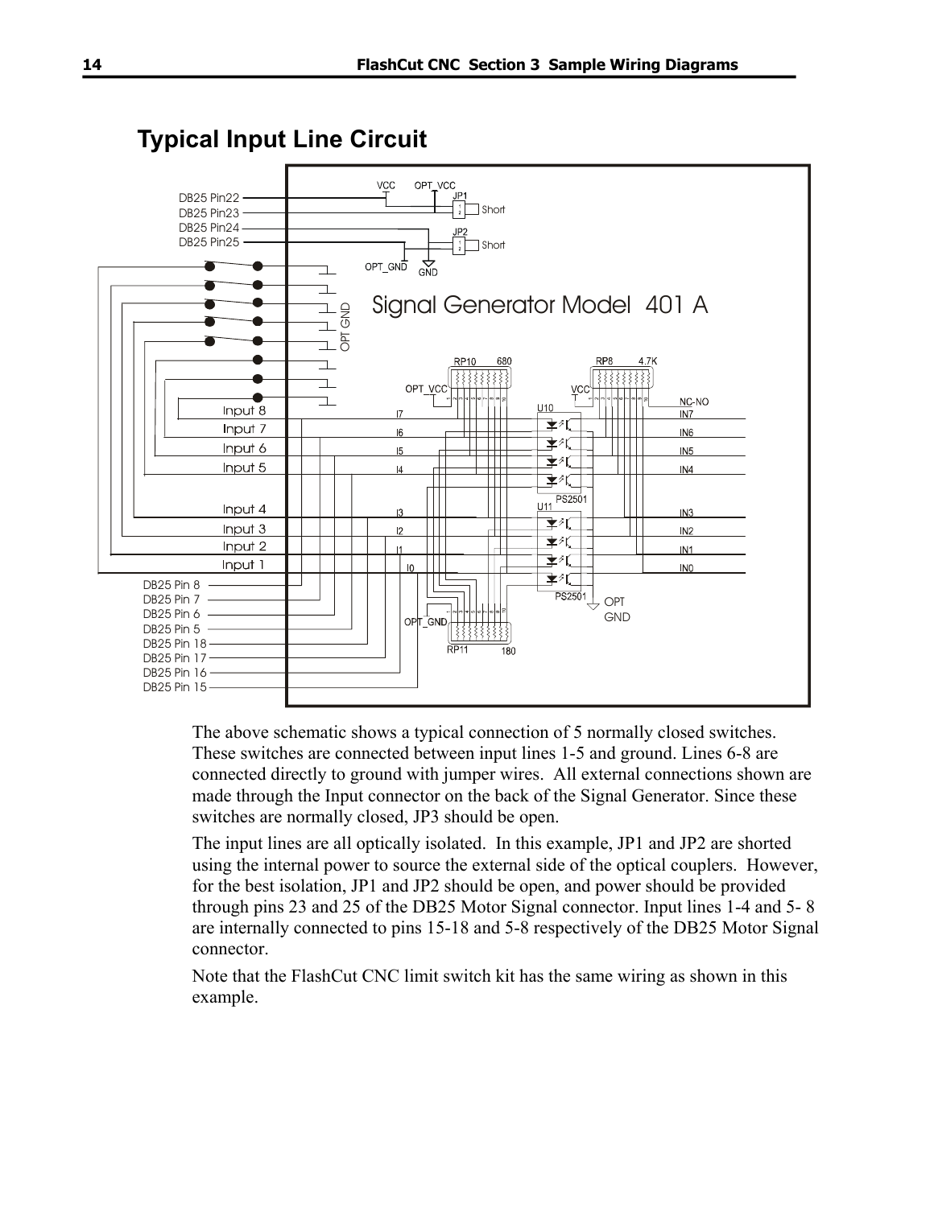## Typical Input Line Circuit

The above schematic shows a typical connection of 5 normally closed switches. These switches are connected between input lines 1-5 and ground. Lines 6-8 are connected directly to ground with jumper wires. All external connections shown are made through the Input connector on the back of the Signal Generator. Since these switches are normally closed, JP3 should be open.

The input lines are all optically isolated. In this example, JP1 and JP2 are shorted using the internal power to source the external side of the optical couplers. However, for the best isolation, JP1 and JP2 should be open, and power should be provided through pins 23 and 25 of the DB25 Motor Signal connector. Input lines 1-4 and 5- 8 are internally connected to pins 15-18 and 5-8 respectively of the DB25 Motor Signal connector.

Note that the FlashCut CNC limit switch kit has the same wiring as shown in this example.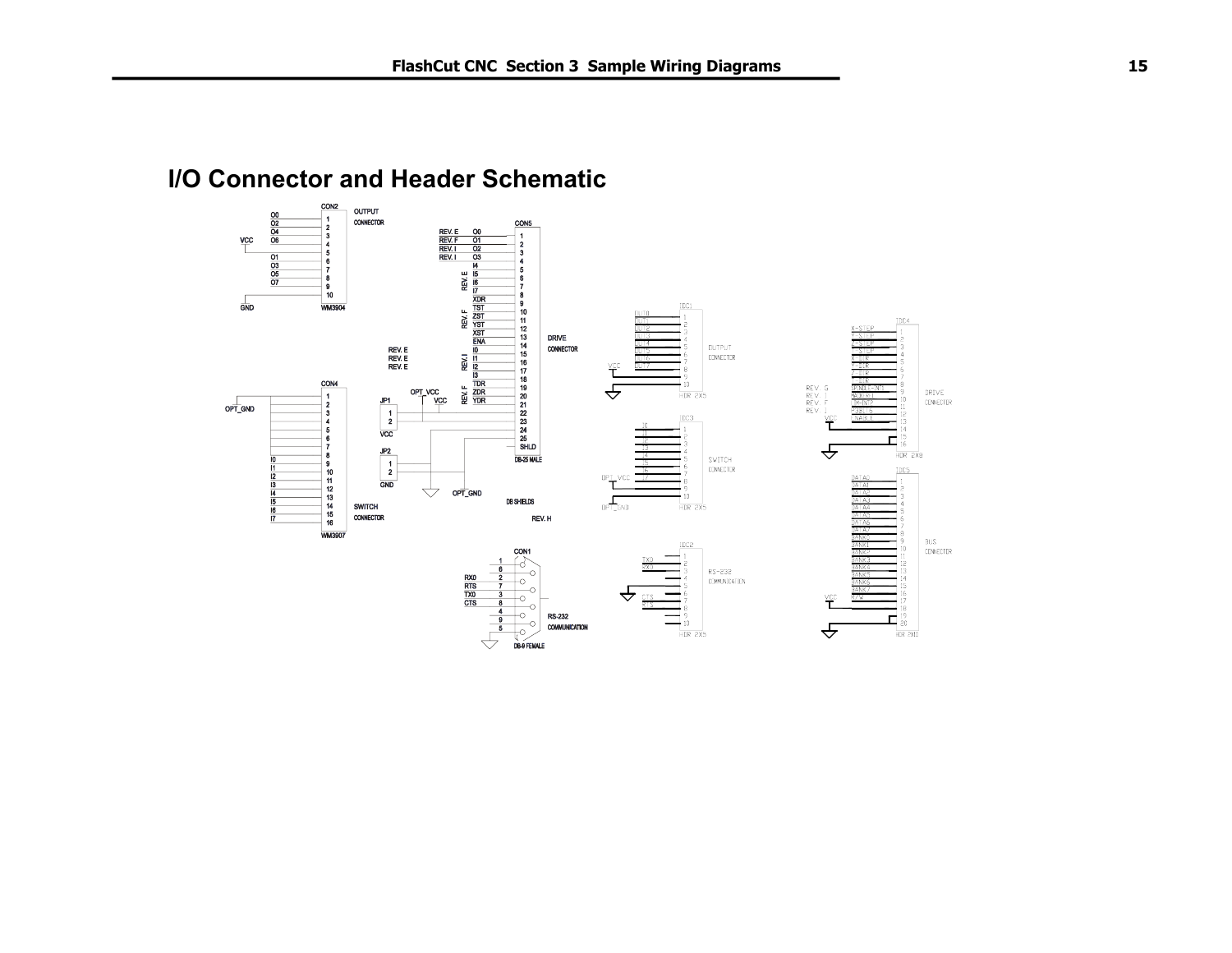# I/O Connector and Header Schematic

CON2
OUTPUT CONNECTOR

O0 1
O2 2
O4 3
O6 4
VCC 5
O1 6
O3 7
O5 8
O7 9
10
GND
WM3904

CON5

REV. E O0 1
REV. F O1 2
REV. I O2 3
REV. I O3 4
I4 5
REV. E I5 6
I6 7
I7 8
XDR 9
TST 10
REV. F ZST 11
YST 12
XST 13
ENA 14
REV. E I0 15
REV. E REV. I I1 16
REV. E I2 17
I3 18
TDR 19
REV. F ZDR 20
YDR 21
22
23
24
25
SHLD

DRIVE CONNECTOR

DB-25 MALE

CON4

OPT_GND 1
2
3
4
5
6
7
I0 8
I1 9
I2 10
I3 11
I4 12
I5 13
I6 14
I7 15
16

SWITCH CONNECTOR

WM3907

OPT_VCC
JP1 1 2 VCC
VCC
JP2 1 2
GND
OPT_GND

DB SHIELDS

REV. H

CON1

1
6
RX0 2
RTS 7
TX0 3
CTS 8
4
9
5

RS-232 COMMUNICATION

DB-9 FEMALE

IDC1

OUT0 1
OUT1 2
OUT2 3
OUT3 4
OUT4 5
OUT5 6
OUT6 7
VCC OUT7 8
9
10

OUTPUT CONNECTOR

HDR 2X5

IDC3

I0 1
I1 2
I2 3
I3 4
I4 5
I5 6
I6 7
OPT_VCC I7 8
9
OPT_GND 10

SWITCH CONNECTOR

HDR 2X5

IDC2

1
TX0 2
RX0 3
4
5
CTS 6
RTS 7
8
9
10

RS-232 COMMUNICATION

HDR 2X5

IDC4

X-STEP 1
Y-STEP 2
Z-STEP 3
T-STEP 4
X-DIR 5
Y-DIR 6
Z-DIR 7
T-DIR 8
REV. G SPINDLE-INT 9
REV. I MADDOUT 10
REV. F CHKINP 11
REV. I FSGEL 12
VCC ENABLE 13
14
15
16

DRIVE CONNECTOR

HDR 2X8

IDC5

DATA0 1
DATA1 2
DATA2 3
DATA3 4
DATA4 5
DATA5 6
DATA6 7
DATA7 8
BANK0 9
BANK1 10
BANK2 11
BANK3 12
BANK4 13
BANK5 14
BANK6 15
BANK7 16
VCC R/W 17
18
19
20

BUS CONNECTOR

HDR 2X10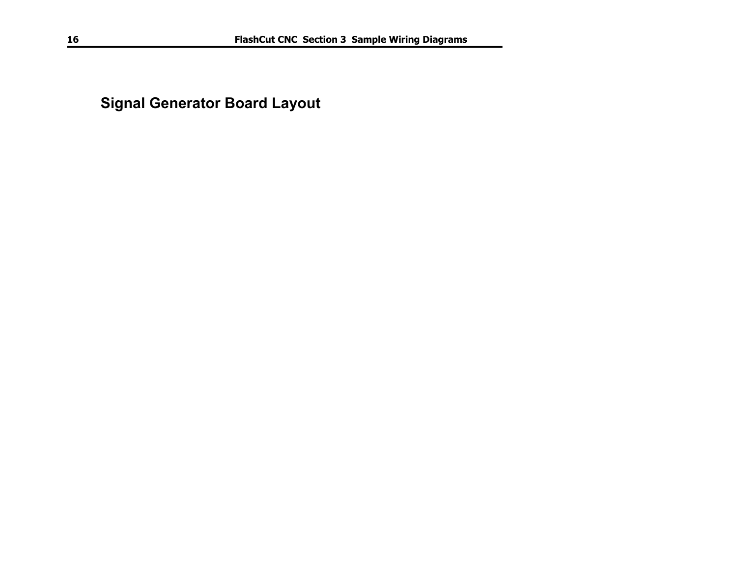## Signal Generator Board Layout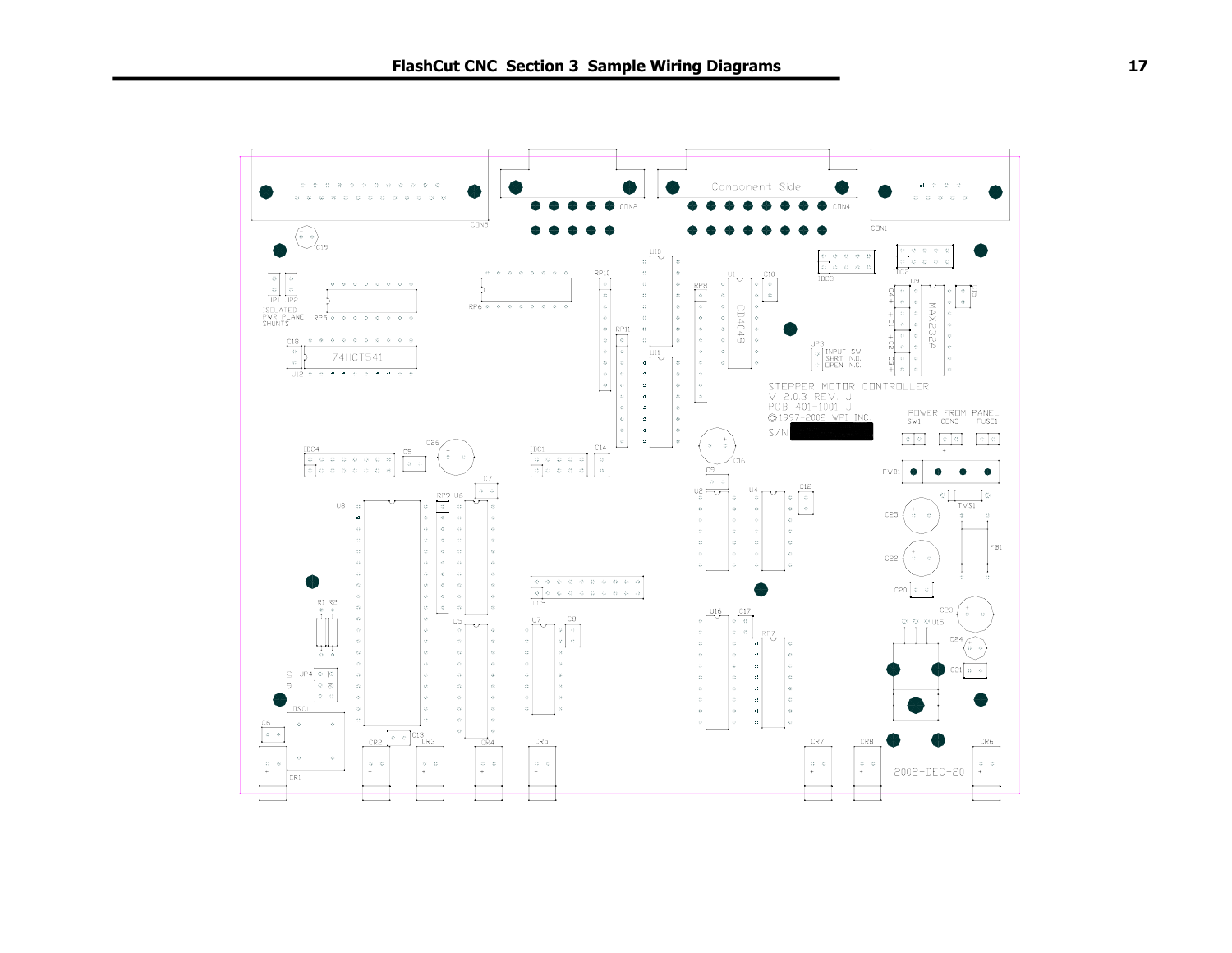Component Side

STEPPER MOTOR CONTROLLER
V 2.0.3 REV J
PCB 401-1001 J
© 1997-2002 WPI INC.
S/N

POWER FROM PANEL
SW1 CON3 FUSE1

ISOLATED
PWR PLANE
SHUNTS

JP3
INPUT SW
SHRT: N.O.
OPEN: N.C.

74HCT541

CD4048

MAX232A

2002-DEC-20